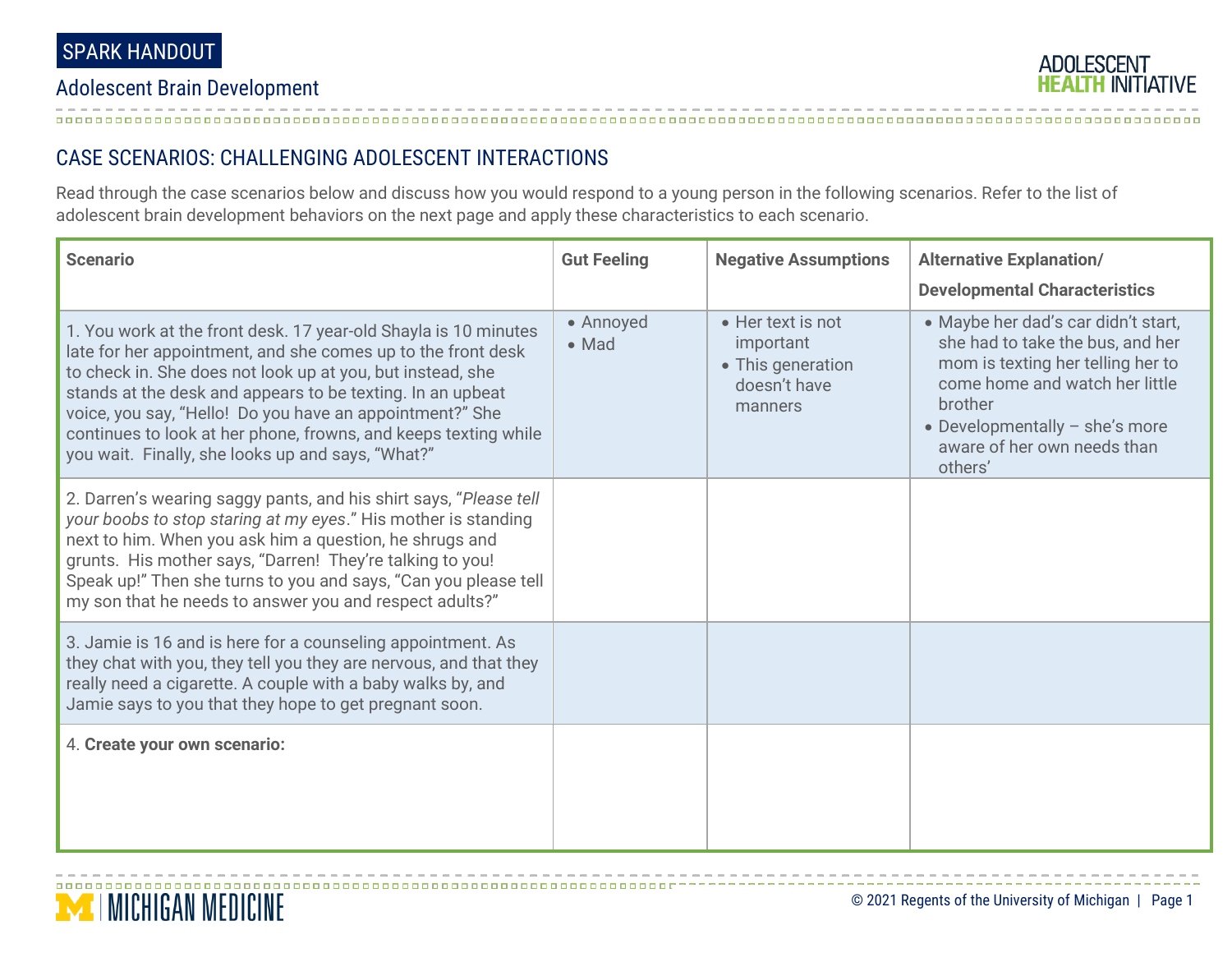SPARK HANDOUT

Adolescent Brain Development

## CASE SCENARIOS: CHALLENGING ADOLESCENT INTERACTIONS

Read through the case scenarios below and discuss how you would respond to a young person in the following scenarios. Refer to the list of adolescent brain development behaviors on the next page and apply these characteristics to each scenario.

| Scenario | Gut Feeling | Negative Assumptions | Alternative Explanation/ Developmental Characteristics |
|---|---|---|---|
| 1. You work at the front desk. 17 year-old Shayla is 10 minutes late for her appointment, and she comes up to the front desk to check in. She does not look up at you, but instead, she stands at the desk and appears to be texting. In an upbeat voice, you say, "Hello! Do you have an appointment?" She continues to look at her phone, frowns, and keeps texting while you wait. Finally, she looks up and says, "What?" | • Annoyed<br>• Mad | • Her text is not important<br>• This generation doesn't have manners | • Maybe her dad's car didn't start, she had to take the bus, and her mom is texting her telling her to come home and watch her little brother<br>• Developmentally – she's more aware of her own needs than others' |
| 2. Darren's wearing saggy pants, and his shirt says, "*Please tell your boobs to stop staring at my eyes*." His mother is standing next to him. When you ask him a question, he shrugs and grunts. His mother says, "Darren! They're talking to you! Speak up!" Then she turns to you and says, "Can you please tell my son that he needs to answer you and respect adults?" | | | |
| 3. Jamie is 16 and is here for a counseling appointment. As they chat with you, they tell you they are nervous, and that they really need a cigarette. A couple with a baby walks by, and Jamie says to you that they hope to get pregnant soon. | | | |
| 4. **Create your own scenario:** | | | |

© 2021 Regents of the University of Michigan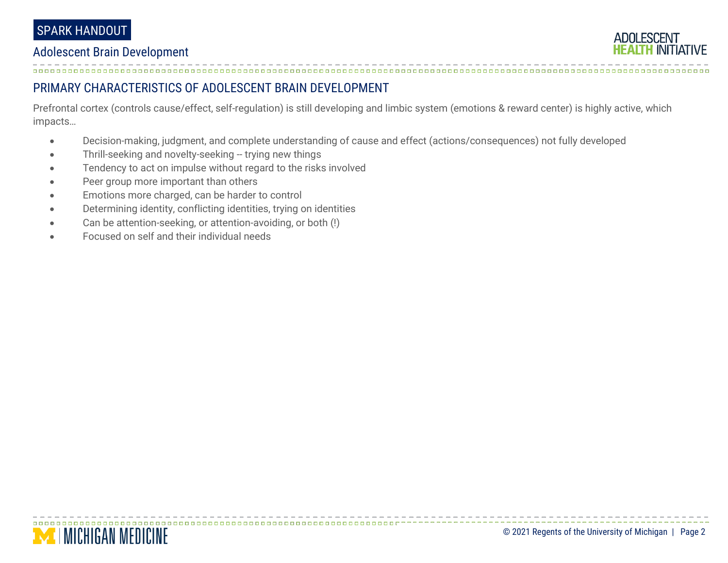## PRIMARY CHARACTERISTICS OF ADOLESCENT BRAIN DEVELOPMENT

Prefrontal cortex (controls cause/effect, self-regulation) is still developing and limbic system (emotions & reward center) is highly active, which impacts…

- Decision-making, judgment, and complete understanding of cause and effect (actions/consequences) not fully developed
- Thrill-seeking and novelty-seeking -- trying new things
- Tendency to act on impulse without regard to the risks involved
- Peer group more important than others
- Emotions more charged, can be harder to control
- Determining identity, conflicting identities, trying on identities
- Can be attention-seeking, or attention-avoiding, or both (!)
- Focused on self and their individual needs